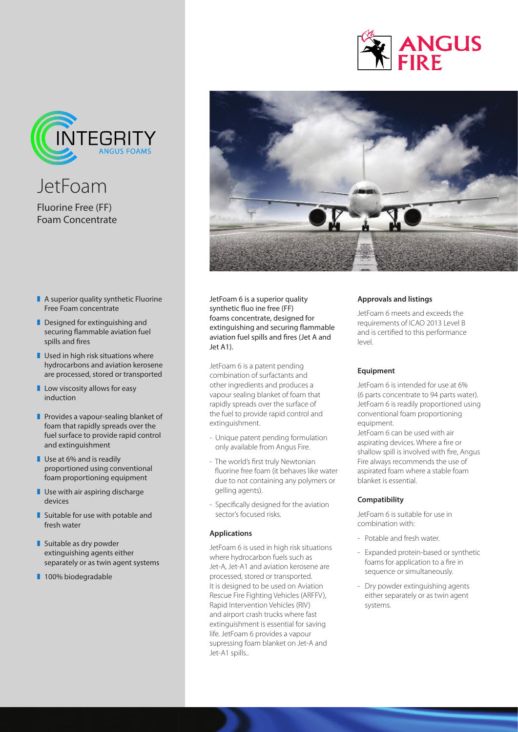ANGUS FIRE

INTEGRITY
ANGUS FOAMS

# JetFoam

## Fluorine Free (FF) Foam Concentrate

- A superior quality synthetic Fluorine Free Foam concentrate
- Designed for extinguishing and securing flammable aviation fuel spills and fires
- Used in high risk situations where hydrocarbons and aviation kerosene are processed, stored or transported
- Low viscosity allows for easy induction
- Provides a vapour-sealing blanket of foam that rapidly spreads over the fuel surface to provide rapid control and extinguishment
- Use at 6% and is readily proportioned using conventional foam proportioning equipment
- Use with air aspiring discharge devices
- Suitable for use with potable and fresh water
- Suitable as dry powder extinguishing agents either separately or as twin agent systems
- 100% biodegradable

JetFoam 6 is a superior quality synthetic fluo ine free (FF) foams concentrate, designed for extinguishing and securing flammable aviation fuel spills and fires (Jet A and Jet A1).

JetFoam 6 is a patent pending combination of surfactants and other ingredients and produces a vapour sealing blanket of foam that rapidly spreads over the surface of the fuel to provide rapid control and extinguishment.

- Unique patent pending formulation only available from Angus Fire.
- The world's first truly Newtonian fluorine free foam (it behaves like water due to not containing any polymers or gelling agents).
- Specifically designed for the aviation sector's focused risks.

### Applications

JetFoam 6 is used in high risk situations where hydrocarbon fuels such as Jet-A, Jet-A1 and aviation kerosene are processed, stored or transported. It is designed to be used on Aviation Rescue Fire Fighting Vehicles (ARFFV), Rapid Intervention Vehicles (RIV) and airport crash trucks where fast extinguishment is essential for saving life. JetFoam 6 provides a vapour supressing foam blanket on Jet-A and Jet-A1 spills..

### Approvals and listings

JetFoam 6 meets and exceeds the requirements of ICAO 2013 Level B and is certified to this performance level.

### Equipment

JetFoam 6 is intended for use at 6% (6 parts concentrate to 94 parts water). JetFoam 6 is readily proportioned using conventional foam proportioning equipment.
JetFoam 6 can be used with air aspirating devices. Where a fire or shallow spill is involved with fire, Angus Fire always recommends the use of aspirated foam where a stable foam blanket is essential.

### Compatibility

JetFoam 6 is suitable for use in combination with:

- Potable and fresh water.
- Expanded protein-based or synthetic foams for application to a fire in sequence or simultaneously.
- Dry powder extinguishing agents either separately or as twin agent systems.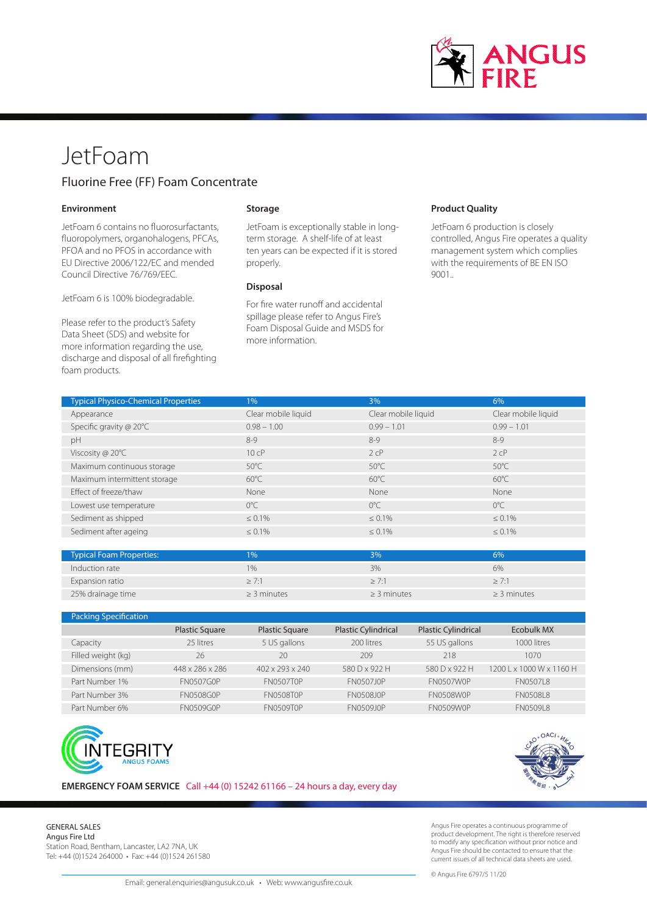# JetFoam

## Fluorine Free (FF) Foam Concentrate

### Environment

JetFoam 6 contains no fluorosurfactants, fluoropolymers, organohalogens, PFCAs, PFOA and no PFOS in accordance with EU Directive 2006/122/EC and mended Council Directive 76/769/EEC.

JetFoam 6 is 100% biodegradable.

Please refer to the product's Safety Data Sheet (SDS) and website for more information regarding the use, discharge and disposal of all firefighting foam products.

### Storage

JetFoam is exceptionally stable in long-term storage. A shelf-life of at least ten years can be expected if it is stored properly.

### Disposal

For fire water runoff and accidental spillage please refer to Angus Fire's Foam Disposal Guide and MSDS for more information.

### Product Quality

JetFoam 6 production is closely controlled, Angus Fire operates a quality management system which complies with the requirements of BE EN ISO 9001..

| Typical Physico-Chemical Properties | 1% | 3% | 6% |
|---|---|---|---|
| Appearance | Clear mobile liquid | Clear mobile liquid | Clear mobile liquid |
| Specific gravity @ 20°C | 0.98 – 1.00 | 0.99 – 1.01 | 0.99 – 1.01 |
| pH | 8-9 | 8-9 | 8-9 |
| Viscosity @ 20°C | 10 cP | 2 cP | 2 cP |
| Maximum continuous storage | 50°C | 50°C | 50°C |
| Maximum intermittent storage | 60°C | 60°C | 60°C |
| Effect of freeze/thaw | None | None | None |
| Lowest use temperature | 0°C | 0°C | 0°C |
| Sediment as shipped | ≤ 0.1% | ≤ 0.1% | ≤ 0.1% |
| Sediment after ageing | ≤ 0.1% | ≤ 0.1% | ≤ 0.1% |

| Typical Foam Properties: | 1% | 3% | 6% |
|---|---|---|---|
| Induction rate | 1% | 3% | 6% |
| Expansion ratio | ≥ 7:1 | ≥ 7:1 | ≥ 7:1 |
| 25% drainage time | ≥ 3 minutes | ≥ 3 minutes | ≥ 3 minutes |

| Packing Specification | | | | | |
|---|---|---|---|---|---|
| | Plastic Square | Plastic Square | Plastic Cylindrical | Plastic Cylindrical | Ecobulk MX |
| Capacity | 25 litres | 5 US gallons | 200 litres | 55 US gallons | 1000 litres |
| Filled weight (kg) | 26 | 20 | 209 | 218 | 1070 |
| Dimensions (mm) | 448 x 286 x 286 | 402 x 293 x 240 | 580 D x 922 H | 580 D x 922 H | 1200 L x 1000 W x 1160 H |
| Part Number 1% | FN0507G0P | FN0507T0P | FN0507J0P | FN0507W0P | FN0507L8 |
| Part Number 3% | FN0508G0P | FN0508T0P | FN0508J0P | FN0508W0P | FN0508L8 |
| Part Number 6% | FN0509G0P | FN0509T0P | FN0509J0P | FN0509W0P | FN0509L8 |

INTEGRITY ANGUS FOAMS

**EMERGENCY FOAM SERVICE** Call +44 (0) 15242 61166 – 24 hours a day, every day

GENERAL SALES
Angus Fire Ltd
Station Road, Bentham, Lancaster, LA2 7NA, UK
Tel: +44 (0)1524 264000 • Fax: +44 (0)1524 261580

Email: general.enquiries@angusuk.co.uk • Web: www.angusfire.co.uk

Angus Fire operates a continuous programme of product development. The right is therefore reserved to modify any specification without prior notice and Angus Fire should be contacted to ensure that the current issues of all technical data sheets are used.

© Angus Fire 6797/5 11/20